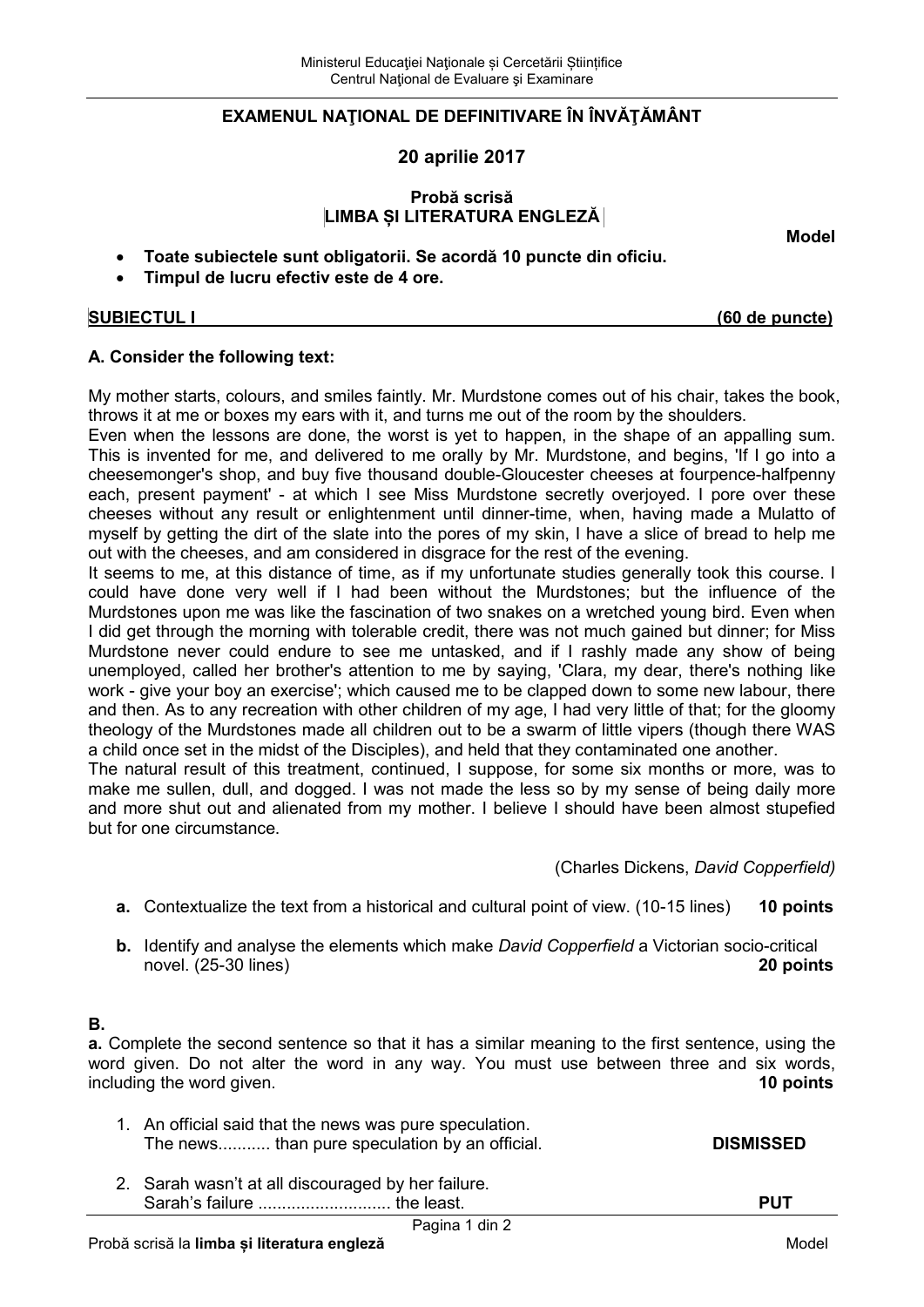Ministerul Educaţiei Naţionale și Cercetării Științifice
Centrul Naţional de Evaluare şi Examinare

# EXAMENUL NAŢIONAL DE DEFINITIVARE ÎN ÎNVĂŢĂMÂNT

## 20 aprilie 2017

### Probă scrisă
### LIMBA ȘI LITERATURA ENGLEZĂ

**Model**

- **Toate subiectele sunt obligatorii. Se acordă 10 puncte din oficiu.**
- **Timpul de lucru efectiv este de 4 ore.**

**SUBIECTUL I** **(60 de puncte)**

**A. Consider the following text:**

My mother starts, colours, and smiles faintly. Mr. Murdstone comes out of his chair, takes the book, throws it at me or boxes my ears with it, and turns me out of the room by the shoulders.
Even when the lessons are done, the worst is yet to happen, in the shape of an appalling sum. This is invented for me, and delivered to me orally by Mr. Murdstone, and begins, 'If I go into a cheesemonger's shop, and buy five thousand double-Gloucester cheeses at fourpence-halfpenny each, present payment' - at which I see Miss Murdstone secretly overjoyed. I pore over these cheeses without any result or enlightenment until dinner-time, when, having made a Mulatto of myself by getting the dirt of the slate into the pores of my skin, I have a slice of bread to help me out with the cheeses, and am considered in disgrace for the rest of the evening.
It seems to me, at this distance of time, as if my unfortunate studies generally took this course. I could have done very well if I had been without the Murdstones; but the influence of the Murdstones upon me was like the fascination of two snakes on a wretched young bird. Even when I did get through the morning with tolerable credit, there was not much gained but dinner; for Miss Murdstone never could endure to see me untasked, and if I rashly made any show of being unemployed, called her brother's attention to me by saying, 'Clara, my dear, there's nothing like work - give your boy an exercise'; which caused me to be clapped down to some new labour, there and then. As to any recreation with other children of my age, I had very little of that; for the gloomy theology of the Murdstones made all children out to be a swarm of little vipers (though there WAS a child once set in the midst of the Disciples), and held that they contaminated one another.
The natural result of this treatment, continued, I suppose, for some six months or more, was to make me sullen, dull, and dogged. I was not made the less so by my sense of being daily more and more shut out and alienated from my mother. I believe I should have been almost stupefied but for one circumstance.

(Charles Dickens, *David Copperfield*)

**a.** Contextualize the text from a historical and cultural point of view. (10-15 lines) **10 points**

**b.** Identify and analyse the elements which make *David Copperfield* a Victorian socio-critical novel. (25-30 lines) **20 points**

**B.**

**a.** Complete the second sentence so that it has a similar meaning to the first sentence, using the word given. Do not alter the word in any way. You must use between three and six words, including the word given. **10 points**

1. An official said that the news was pure speculation.
   The news........... than pure speculation by an official. **DISMISSED**

2. Sarah wasn't at all discouraged by her failure.
   Sarah's failure ............................ the least. **PUT**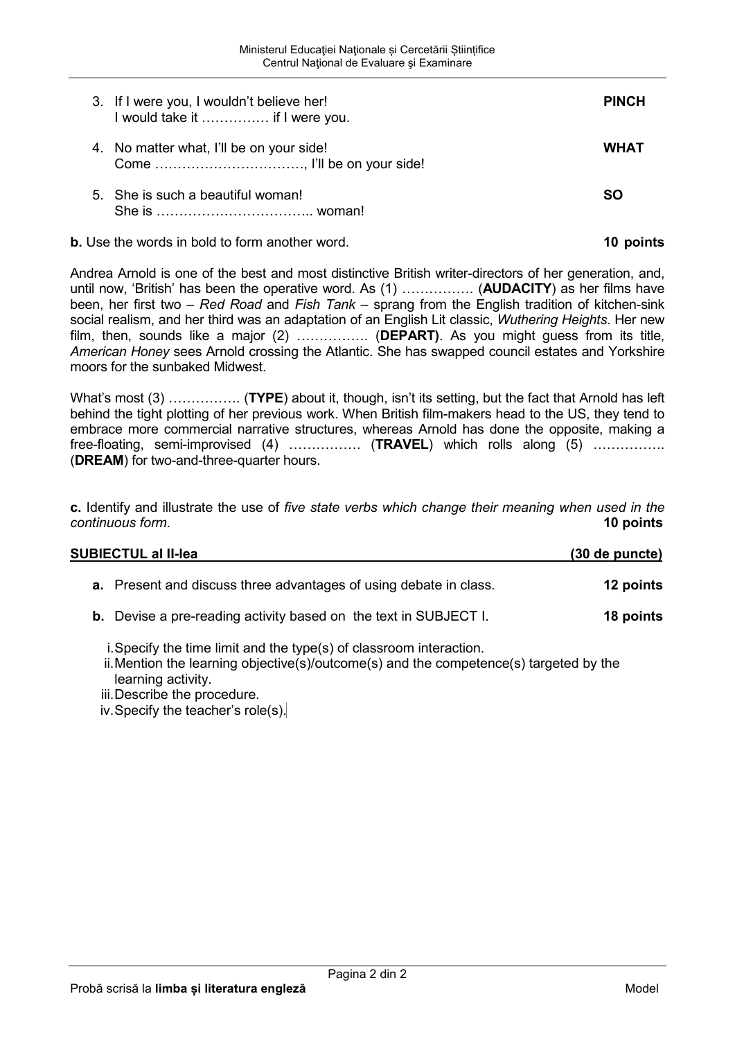3. If I were you, I wouldn't believe her! **PINCH**
   I would take it …………… if I were you.

4. No matter what, I'll be on your side! **WHAT**
   Come ……………………………, I'll be on your side!

5. She is such a beautiful woman! **SO**
   She is …………………………….. woman!

**b.** Use the words in bold to form another word. **10 points**

Andrea Arnold is one of the best and most distinctive British writer-directors of her generation, and, until now, 'British' has been the operative word. As (1) ……………. (**AUDACITY**) as her films have been, her first two – *Red Road* and *Fish Tank* – sprang from the English tradition of kitchen-sink social realism, and her third was an adaptation of an English Lit classic, *Wuthering Heights*. Her new film, then, sounds like a major (2) ……………. (**DEPART)**. As you might guess from its title, *American Honey* sees Arnold crossing the Atlantic. She has swapped council estates and Yorkshire moors for the sunbaked Midwest.

What's most (3) ……………. (**TYPE**) about it, though, isn't its setting, but the fact that Arnold has left behind the tight plotting of her previous work. When British film-makers head to the US, they tend to embrace more commercial narrative structures, whereas Arnold has done the opposite, making a free-floating, semi-improvised (4) ……………. (**TRAVEL**) which rolls along (5) ……………. (**DREAM**) for two-and-three-quarter hours.

**c.** Identify and illustrate the use of *five state verbs which change their meaning when used in the continuous form*. **10 points**

## SUBIECTUL al II-lea (30 de puncte)

**a.** Present and discuss three advantages of using debate in class. **12 points**

**b.** Devise a pre-reading activity based on the text in SUBJECT I. **18 points**

i. Specify the time limit and the type(s) of classroom interaction.
ii. Mention the learning objective(s)/outcome(s) and the competence(s) targeted by the learning activity.
iii. Describe the procedure.
iv. Specify the teacher's role(s).